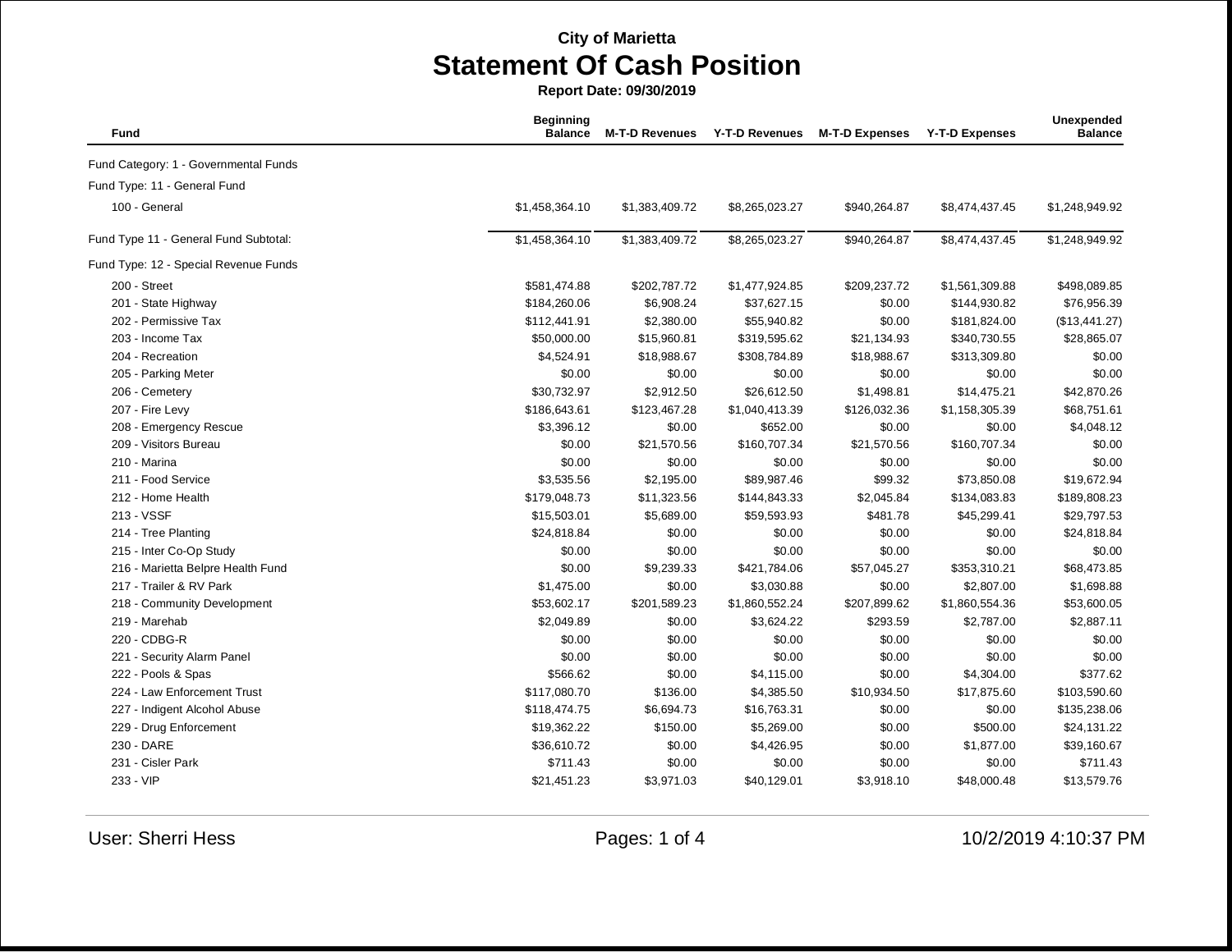City of Marietta

# Statement Of Cash Position

**Report Date: 09/30/2019**

| Fund | Beginning Balance | M-T-D Revenues | Y-T-D Revenues | M-T-D Expenses | Y-T-D Expenses | Unexpended Balance |
|---|---|---|---|---|---|---|
| Fund Category: 1 - Governmental Funds | | | | | | |
| Fund Type: 11 - General Fund | | | | | | |
| 100 - General | $1,458,364.10 | $1,383,409.72 | $8,265,023.27 | $940,264.87 | $8,474,437.45 | $1,248,949.92 |
| Fund Type 11 - General Fund Subtotal: | $1,458,364.10 | $1,383,409.72 | $8,265,023.27 | $940,264.87 | $8,474,437.45 | $1,248,949.92 |
| Fund Type: 12 - Special Revenue Funds | | | | | | |
| 200 - Street | $581,474.88 | $202,787.72 | $1,477,924.85 | $209,237.72 | $1,561,309.88 | $498,089.85 |
| 201 - State Highway | $184,260.06 | $6,908.24 | $37,627.15 | $0.00 | $144,930.82 | $76,956.39 |
| 202 - Permissive Tax | $112,441.91 | $2,380.00 | $55,940.82 | $0.00 | $181,824.00 | ($13,441.27) |
| 203 - Income Tax | $50,000.00 | $15,960.81 | $319,595.62 | $21,134.93 | $340,730.55 | $28,865.07 |
| 204 - Recreation | $4,524.91 | $18,988.67 | $308,784.89 | $18,988.67 | $313,309.80 | $0.00 |
| 205 - Parking Meter | $0.00 | $0.00 | $0.00 | $0.00 | $0.00 | $0.00 |
| 206 - Cemetery | $30,732.97 | $2,912.50 | $26,612.50 | $1,498.81 | $14,475.21 | $42,870.26 |
| 207 - Fire Levy | $186,643.61 | $123,467.28 | $1,040,413.39 | $126,032.36 | $1,158,305.39 | $68,751.61 |
| 208 - Emergency Rescue | $3,396.12 | $0.00 | $652.00 | $0.00 | $0.00 | $4,048.12 |
| 209 - Visitors Bureau | $0.00 | $21,570.56 | $160,707.34 | $21,570.56 | $160,707.34 | $0.00 |
| 210 - Marina | $0.00 | $0.00 | $0.00 | $0.00 | $0.00 | $0.00 |
| 211 - Food Service | $3,535.56 | $2,195.00 | $89,987.46 | $99.32 | $73,850.08 | $19,672.94 |
| 212 - Home Health | $179,048.73 | $11,323.56 | $144,843.33 | $2,045.84 | $134,083.83 | $189,808.23 |
| 213 - VSSF | $15,503.01 | $5,689.00 | $59,593.93 | $481.78 | $45,299.41 | $29,797.53 |
| 214 - Tree Planting | $24,818.84 | $0.00 | $0.00 | $0.00 | $0.00 | $24,818.84 |
| 215 - Inter Co-Op Study | $0.00 | $0.00 | $0.00 | $0.00 | $0.00 | $0.00 |
| 216 - Marietta Belpre Health Fund | $0.00 | $9,239.33 | $421,784.06 | $57,045.27 | $353,310.21 | $68,473.85 |
| 217 - Trailer & RV Park | $1,475.00 | $0.00 | $3,030.88 | $0.00 | $2,807.00 | $1,698.88 |
| 218 - Community Development | $53,602.17 | $201,589.23 | $1,860,552.24 | $207,899.62 | $1,860,554.36 | $53,600.05 |
| 219 - Marehab | $2,049.89 | $0.00 | $3,624.22 | $293.59 | $2,787.00 | $2,887.11 |
| 220 - CDBG-R | $0.00 | $0.00 | $0.00 | $0.00 | $0.00 | $0.00 |
| 221 - Security Alarm Panel | $0.00 | $0.00 | $0.00 | $0.00 | $0.00 | $0.00 |
| 222 - Pools & Spas | $566.62 | $0.00 | $4,115.00 | $0.00 | $4,304.00 | $377.62 |
| 224 - Law Enforcement Trust | $117,080.70 | $136.00 | $4,385.50 | $10,934.50 | $17,875.60 | $103,590.60 |
| 227 - Indigent Alcohol Abuse | $118,474.75 | $6,694.73 | $16,763.31 | $0.00 | $0.00 | $135,238.06 |
| 229 - Drug Enforcement | $19,362.22 | $150.00 | $5,269.00 | $0.00 | $500.00 | $24,131.22 |
| 230 - DARE | $36,610.72 | $0.00 | $4,426.95 | $0.00 | $1,877.00 | $39,160.67 |
| 231 - Cisler Park | $711.43 | $0.00 | $0.00 | $0.00 | $0.00 | $711.43 |
| 233 - VIP | $21,451.23 | $3,971.03 | $40,129.01 | $3,918.10 | $48,000.48 | $13,579.76 |

User: Sherri Hess

10/2/2019 4:10:37 PM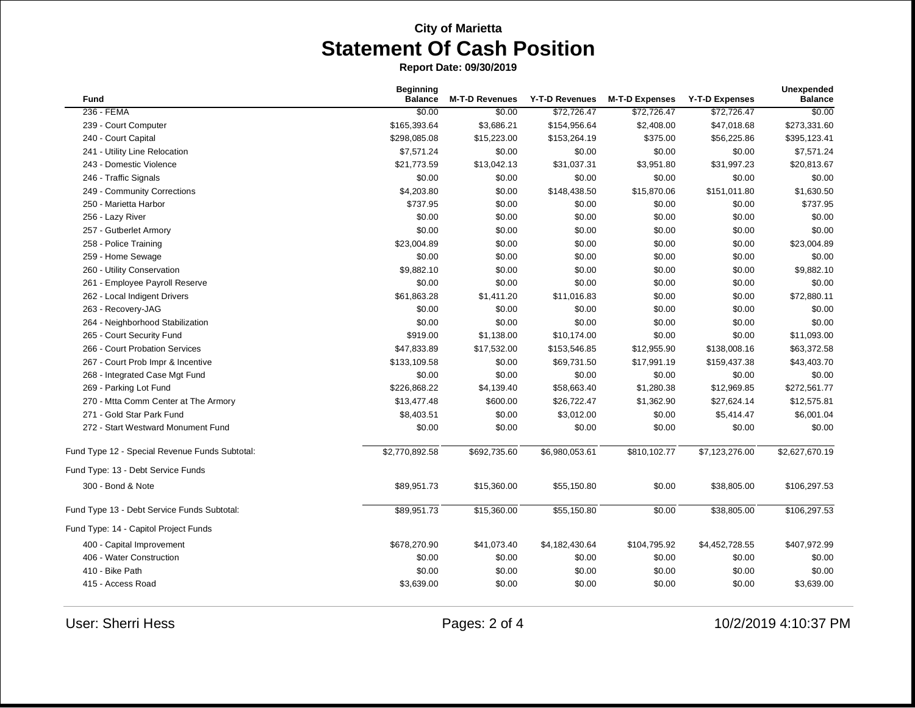**City of Marietta**

# Statement Of Cash Position

**Report Date: 09/30/2019**

| Fund | Beginning Balance | M-T-D Revenues | Y-T-D Revenues | M-T-D Expenses | Y-T-D Expenses | Unexpended Balance |
|---|---|---|---|---|---|---|
| 236 - FEMA | $0.00 | $0.00 | $72,726.47 | $72,726.47 | $72,726.47 | $0.00 |
| 239 - Court Computer | $165,393.64 | $3,686.21 | $154,956.64 | $2,408.00 | $47,018.68 | $273,331.60 |
| 240 - Court Capital | $298,085.08 | $15,223.00 | $153,264.19 | $375.00 | $56,225.86 | $395,123.41 |
| 241 - Utility Line Relocation | $7,571.24 | $0.00 | $0.00 | $0.00 | $0.00 | $7,571.24 |
| 243 - Domestic Violence | $21,773.59 | $13,042.13 | $31,037.31 | $3,951.80 | $31,997.23 | $20,813.67 |
| 246 - Traffic Signals | $0.00 | $0.00 | $0.00 | $0.00 | $0.00 | $0.00 |
| 249 - Community Corrections | $4,203.80 | $0.00 | $148,438.50 | $15,870.06 | $151,011.80 | $1,630.50 |
| 250 - Marietta Harbor | $737.95 | $0.00 | $0.00 | $0.00 | $0.00 | $737.95 |
| 256 - Lazy River | $0.00 | $0.00 | $0.00 | $0.00 | $0.00 | $0.00 |
| 257 - Gutberlet Armory | $0.00 | $0.00 | $0.00 | $0.00 | $0.00 | $0.00 |
| 258 - Police Training | $23,004.89 | $0.00 | $0.00 | $0.00 | $0.00 | $23,004.89 |
| 259 - Home Sewage | $0.00 | $0.00 | $0.00 | $0.00 | $0.00 | $0.00 |
| 260 - Utility Conservation | $9,882.10 | $0.00 | $0.00 | $0.00 | $0.00 | $9,882.10 |
| 261 - Employee Payroll Reserve | $0.00 | $0.00 | $0.00 | $0.00 | $0.00 | $0.00 |
| 262 - Local Indigent Drivers | $61,863.28 | $1,411.20 | $11,016.83 | $0.00 | $0.00 | $72,880.11 |
| 263 - Recovery-JAG | $0.00 | $0.00 | $0.00 | $0.00 | $0.00 | $0.00 |
| 264 - Neighborhood Stabilization | $0.00 | $0.00 | $0.00 | $0.00 | $0.00 | $0.00 |
| 265 - Court Security Fund | $919.00 | $1,138.00 | $10,174.00 | $0.00 | $0.00 | $11,093.00 |
| 266 - Court Probation Services | $47,833.89 | $17,532.00 | $153,546.85 | $12,955.90 | $138,008.16 | $63,372.58 |
| 267 - Court Prob Impr & Incentive | $133,109.58 | $0.00 | $69,731.50 | $17,991.19 | $159,437.38 | $43,403.70 |
| 268 - Integrated Case Mgt Fund | $0.00 | $0.00 | $0.00 | $0.00 | $0.00 | $0.00 |
| 269 - Parking Lot Fund | $226,868.22 | $4,139.40 | $58,663.40 | $1,280.38 | $12,969.85 | $272,561.77 |
| 270 - Mtta Comm Center at The Armory | $13,477.48 | $600.00 | $26,722.47 | $1,362.90 | $27,624.14 | $12,575.81 |
| 271 - Gold Star Park Fund | $8,403.51 | $0.00 | $3,012.00 | $0.00 | $5,414.47 | $6,001.04 |
| 272 - Start Westward Monument Fund | $0.00 | $0.00 | $0.00 | $0.00 | $0.00 | $0.00 |
| Fund Type 12 - Special Revenue Funds Subtotal: | $2,770,892.58 | $692,735.60 | $6,980,053.61 | $810,102.77 | $7,123,276.00 | $2,627,670.19 |
| Fund Type: 13 - Debt Service Funds | | | | | | |
| 300 - Bond & Note | $89,951.73 | $15,360.00 | $55,150.80 | $0.00 | $38,805.00 | $106,297.53 |
| Fund Type 13 - Debt Service Funds Subtotal: | $89,951.73 | $15,360.00 | $55,150.80 | $0.00 | $38,805.00 | $106,297.53 |
| Fund Type: 14 - Capitol Project Funds | | | | | | |
| 400 - Capital Improvement | $678,270.90 | $41,073.40 | $4,182,430.64 | $104,795.92 | $4,452,728.55 | $407,972.99 |
| 406 - Water Construction | $0.00 | $0.00 | $0.00 | $0.00 | $0.00 | $0.00 |
| 410 - Bike Path | $0.00 | $0.00 | $0.00 | $0.00 | $0.00 | $0.00 |
| 415 - Access Road | $3,639.00 | $0.00 | $0.00 | $0.00 | $0.00 | $3,639.00 |

User: Sherri Hess

10/2/2019 4:10:37 PM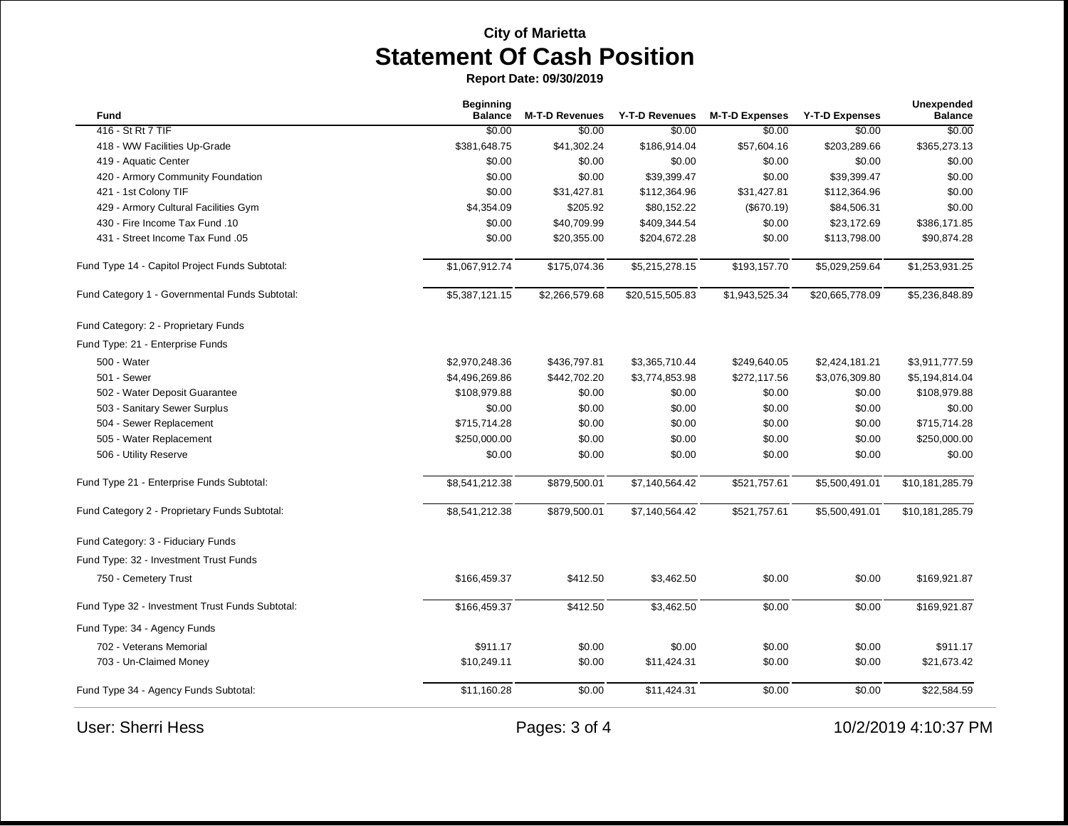City of Marietta

# Statement Of Cash Position

**Report Date: 09/30/2019**

| Fund | Beginning Balance | M-T-D Revenues | Y-T-D Revenues | M-T-D Expenses | Y-T-D Expenses | Unexpended Balance |
|---|---|---|---|---|---|---|
| 416 - St Rt 7 TIF | $0.00 | $0.00 | $0.00 | $0.00 | $0.00 | $0.00 |
| 418 - WW Facilities Up-Grade | $381,648.75 | $41,302.24 | $186,914.04 | $57,604.16 | $203,289.66 | $365,273.13 |
| 419 - Aquatic Center | $0.00 | $0.00 | $0.00 | $0.00 | $0.00 | $0.00 |
| 420 - Armory Community Foundation | $0.00 | $0.00 | $39,399.47 | $0.00 | $39,399.47 | $0.00 |
| 421 - 1st Colony TIF | $0.00 | $31,427.81 | $112,364.96 | $31,427.81 | $112,364.96 | $0.00 |
| 429 - Armory Cultural Facilities Gym | $4,354.09 | $205.92 | $80,152.22 | ($670.19) | $84,506.31 | $0.00 |
| 430 - Fire Income Tax Fund .10 | $0.00 | $40,709.99 | $409,344.54 | $0.00 | $23,172.69 | $386,171.85 |
| 431 - Street Income Tax Fund .05 | $0.00 | $20,355.00 | $204,672.28 | $0.00 | $113,798.00 | $90,874.28 |
| Fund Type 14 - Capitol Project Funds Subtotal: | $1,067,912.74 | $175,074.36 | $5,215,278.15 | $193,157.70 | $5,029,259.64 | $1,253,931.25 |
| Fund Category 1 - Governmental Funds Subtotal: | $5,387,121.15 | $2,266,579.68 | $20,515,505.83 | $1,943,525.34 | $20,665,778.09 | $5,236,848.89 |
| Fund Category: 2 - Proprietary Funds | | | | | | |
| Fund Type: 21 - Enterprise Funds | | | | | | |
| 500 - Water | $2,970,248.36 | $436,797.81 | $3,365,710.44 | $249,640.05 | $2,424,181.21 | $3,911,777.59 |
| 501 - Sewer | $4,496,269.86 | $442,702.20 | $3,774,853.98 | $272,117.56 | $3,076,309.80 | $5,194,814.04 |
| 502 - Water Deposit Guarantee | $108,979.88 | $0.00 | $0.00 | $0.00 | $0.00 | $108,979.88 |
| 503 - Sanitary Sewer Surplus | $0.00 | $0.00 | $0.00 | $0.00 | $0.00 | $0.00 |
| 504 - Sewer Replacement | $715,714.28 | $0.00 | $0.00 | $0.00 | $0.00 | $715,714.28 |
| 505 - Water Replacement | $250,000.00 | $0.00 | $0.00 | $0.00 | $0.00 | $250,000.00 |
| 506 - Utility Reserve | $0.00 | $0.00 | $0.00 | $0.00 | $0.00 | $0.00 |
| Fund Type 21 - Enterprise Funds Subtotal: | $8,541,212.38 | $879,500.01 | $7,140,564.42 | $521,757.61 | $5,500,491.01 | $10,181,285.79 |
| Fund Category 2 - Proprietary Funds Subtotal: | $8,541,212.38 | $879,500.01 | $7,140,564.42 | $521,757.61 | $5,500,491.01 | $10,181,285.79 |
| Fund Category: 3 - Fiduciary Funds | | | | | | |
| Fund Type: 32 - Investment Trust Funds | | | | | | |
| 750 - Cemetery Trust | $166,459.37 | $412.50 | $3,462.50 | $0.00 | $0.00 | $169,921.87 |
| Fund Type 32 - Investment Trust Funds Subtotal: | $166,459.37 | $412.50 | $3,462.50 | $0.00 | $0.00 | $169,921.87 |
| Fund Type: 34 - Agency Funds | | | | | | |
| 702 - Veterans Memorial | $911.17 | $0.00 | $0.00 | $0.00 | $0.00 | $911.17 |
| 703 - Un-Claimed Money | $10,249.11 | $0.00 | $11,424.31 | $0.00 | $0.00 | $21,673.42 |
| Fund Type 34 - Agency Funds Subtotal: | $11,160.28 | $0.00 | $11,424.31 | $0.00 | $0.00 | $22,584.59 |

User: Sherri Hess

10/2/2019 4:10:37 PM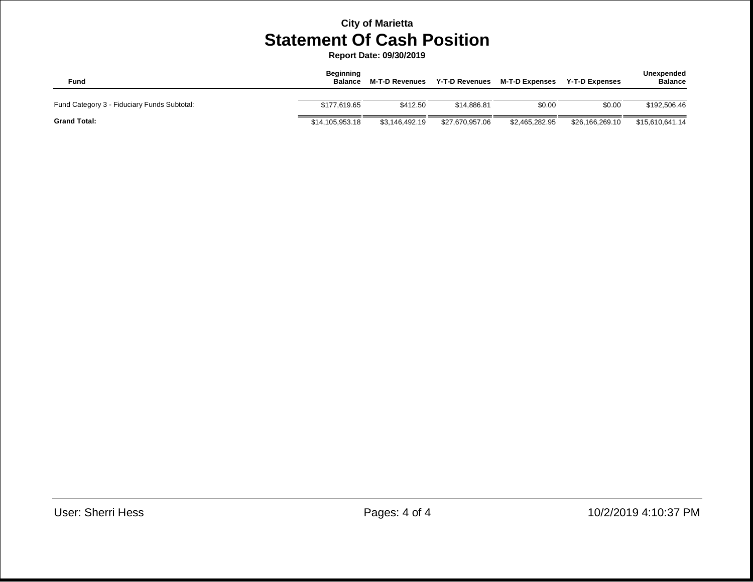City of Marietta

# Statement Of Cash Position

**Report Date: 09/30/2019**

| Fund | Beginning Balance | M-T-D Revenues | Y-T-D Revenues | M-T-D Expenses | Y-T-D Expenses | Unexpended Balance |
|---|---|---|---|---|---|---|
| Fund Category 3 - Fiduciary Funds Subtotal: | $177,619.65 | $412.50 | $14,886.81 | $0.00 | $0.00 | $192,506.46 |
| **Grand Total:** | $14,105,953.18 | $3,146,492.19 | $27,670,957.06 | $2,465,282.95 | $26,166,269.10 | $15,610,641.14 |

User: Sherri Hess

10/2/2019 4:10:37 PM